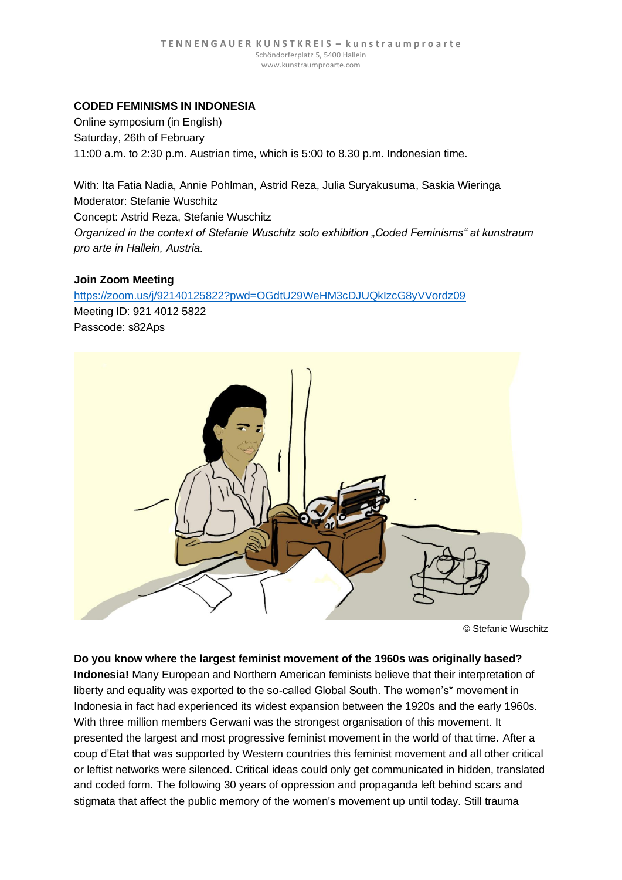TENNENGAUER KUNSTKREIS – kunstraumproarte
Schöndorferplatz 5, 5400 Hallein
www.kunstraumproarte.com

**CODED FEMINISMS IN INDONESIA**

Online symposium (in English)
Saturday, 26th of February
11:00 a.m. to 2:30 p.m. Austrian time, which is 5:00 to 8.30 p.m. Indonesian time.

With: Ita Fatia Nadia, Annie Pohlman, Astrid Reza, Julia Suryakusuma, Saskia Wieringa
Moderator: Stefanie Wuschitz
Concept: Astrid Reza, Stefanie Wuschitz
*Organized in the context of Stefanie Wuschitz solo exhibition „Coded Feminisms" at kunstraum pro arte in Hallein, Austria.*

**Join Zoom Meeting**

https://zoom.us/j/92140125822?pwd=OGdtU29WeHM3cDJUQkIzcG8yVVordz09
Meeting ID: 921 4012 5822
Passcode: s82Aps

© Stefanie Wuschitz

**Do you know where the largest feminist movement of the 1960s was originally based? Indonesia!** Many European and Northern American feminists believe that their interpretation of liberty and equality was exported to the so-called Global South. The women's* movement in Indonesia in fact had experienced its widest expansion between the 1920s and the early 1960s. With three million members Gerwani was the strongest organisation of this movement. It presented the largest and most progressive feminist movement in the world of that time. After a coup d'Etat that was supported by Western countries this feminist movement and all other critical or leftist networks were silenced. Critical ideas could only get communicated in hidden, translated and coded form. The following 30 years of oppression and propaganda left behind scars and stigmata that affect the public memory of the women's movement up until today. Still trauma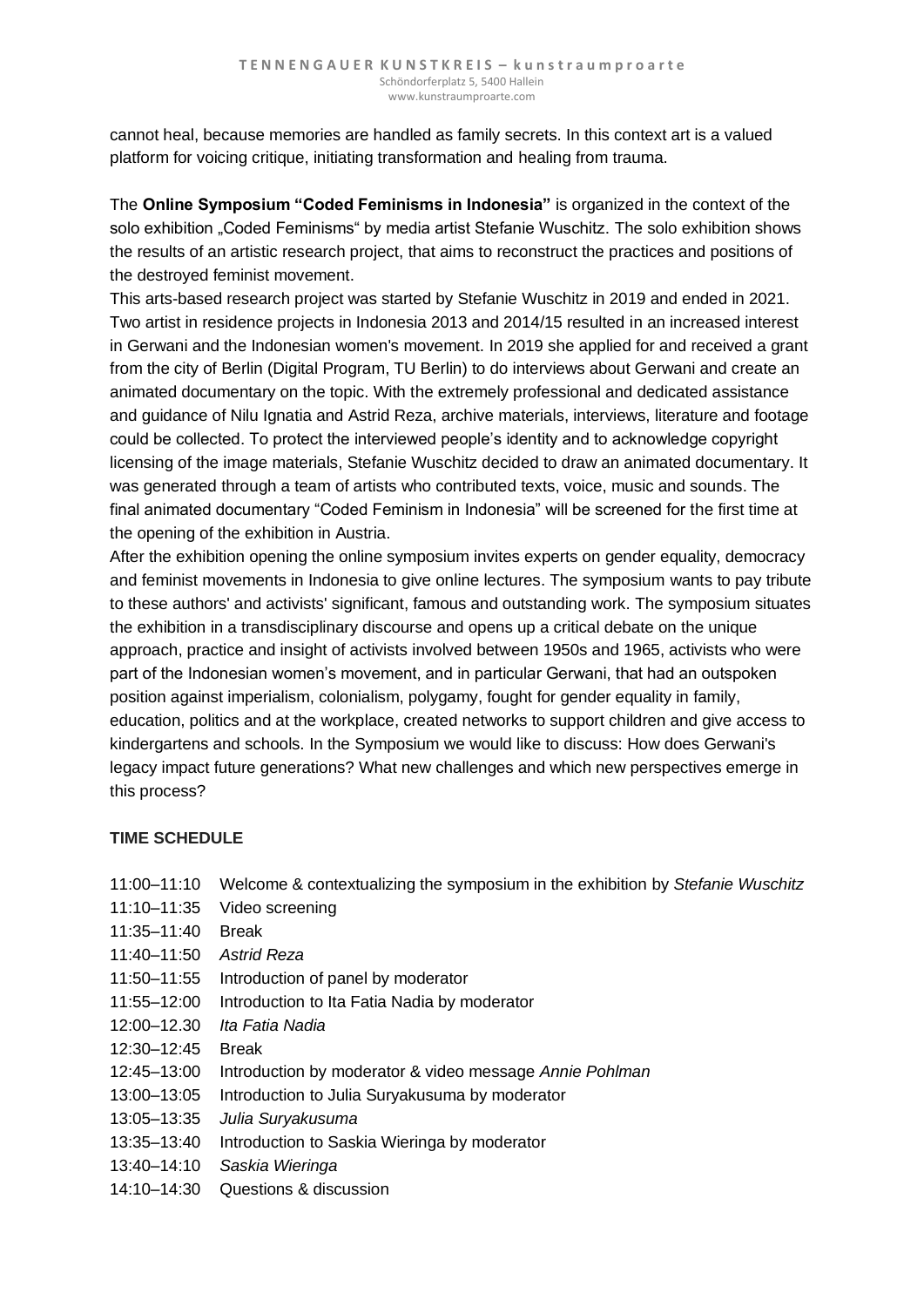cannot heal, because memories are handled as family secrets. In this context art is a valued platform for voicing critique, initiating transformation and healing from trauma.

The **Online Symposium "Coded Feminisms in Indonesia"** is organized in the context of the solo exhibition „Coded Feminisms" by media artist Stefanie Wuschitz. The solo exhibition shows the results of an artistic research project, that aims to reconstruct the practices and positions of the destroyed feminist movement.

This arts-based research project was started by Stefanie Wuschitz in 2019 and ended in 2021. Two artist in residence projects in Indonesia 2013 and 2014/15 resulted in an increased interest in Gerwani and the Indonesian women's movement. In 2019 she applied for and received a grant from the city of Berlin (Digital Program, TU Berlin) to do interviews about Gerwani and create an animated documentary on the topic. With the extremely professional and dedicated assistance and guidance of Nilu Ignatia and Astrid Reza, archive materials, interviews, literature and footage could be collected. To protect the interviewed people's identity and to acknowledge copyright licensing of the image materials, Stefanie Wuschitz decided to draw an animated documentary. It was generated through a team of artists who contributed texts, voice, music and sounds. The final animated documentary "Coded Feminism in Indonesia" will be screened for the first time at the opening of the exhibition in Austria.

After the exhibition opening the online symposium invites experts on gender equality, democracy and feminist movements in Indonesia to give online lectures. The symposium wants to pay tribute to these authors' and activists' significant, famous and outstanding work. The symposium situates the exhibition in a transdisciplinary discourse and opens up a critical debate on the unique approach, practice and insight of activists involved between 1950s and 1965, activists who were part of the Indonesian women's movement, and in particular Gerwani, that had an outspoken position against imperialism, colonialism, polygamy, fought for gender equality in family, education, politics and at the workplace, created networks to support children and give access to kindergartens and schools. In the Symposium we would like to discuss: How does Gerwani's legacy impact future generations? What new challenges and which new perspectives emerge in this process?

**TIME SCHEDULE**

11:00–11:10 Welcome & contextualizing the symposium in the exhibition by *Stefanie Wuschitz*
11:10–11:35 Video screening
11:35–11:40 Break
11:40–11:50 *Astrid Reza*
11:50–11:55 Introduction of panel by moderator
11:55–12:00 Introduction to Ita Fatia Nadia by moderator
12:00–12.30 *Ita Fatia Nadia*
12:30–12:45 Break
12:45–13:00 Introduction by moderator & video message *Annie Pohlman*
13:00–13:05 Introduction to Julia Suryakusuma by moderator
13:05–13:35 *Julia Suryakusuma*
13:35–13:40 Introduction to Saskia Wieringa by moderator
13:40–14:10 *Saskia Wieringa*
14:10–14:30 Questions & discussion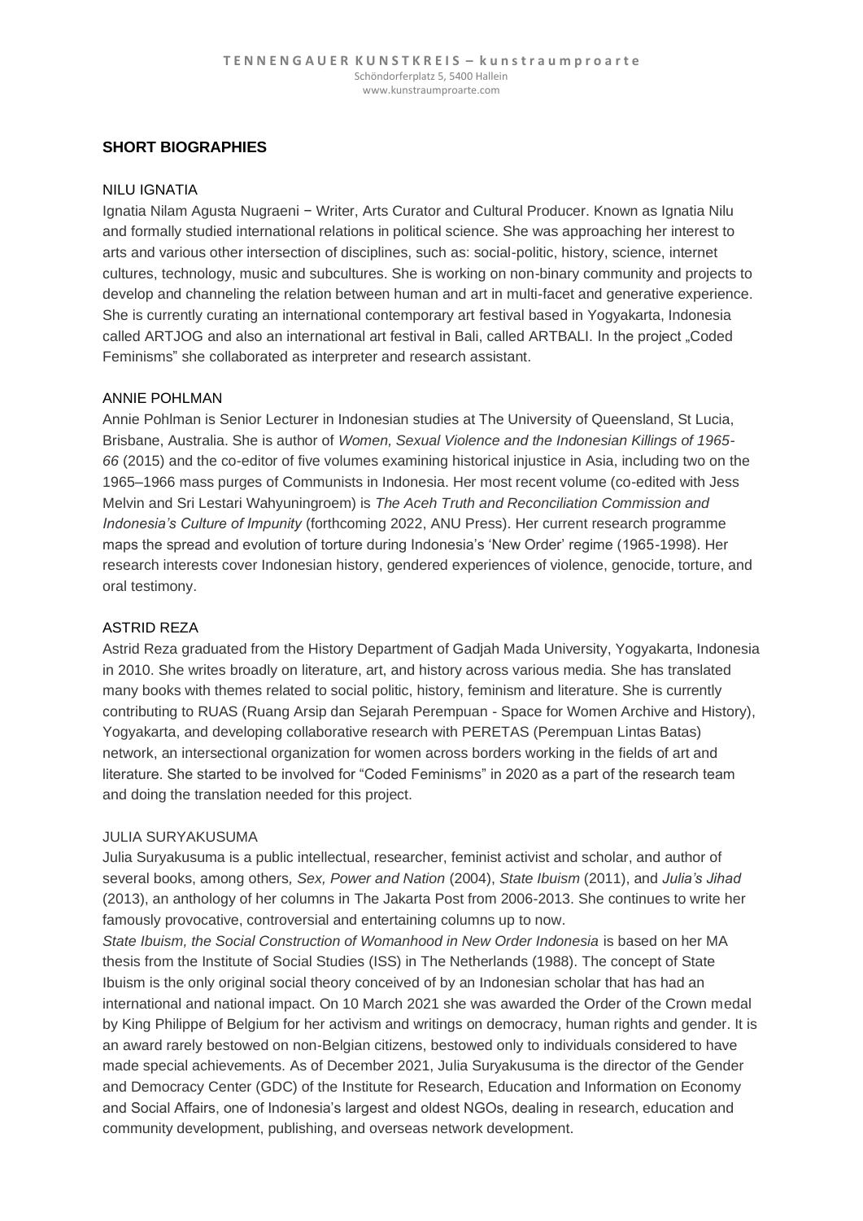## SHORT BIOGRAPHIES

### NILU IGNATIA

Ignatia Nilam Agusta Nugraeni − Writer, Arts Curator and Cultural Producer. Known as Ignatia Nilu and formally studied international relations in political science. She was approaching her interest to arts and various other intersection of disciplines, such as: social-politic, history, science, internet cultures, technology, music and subcultures. She is working on non-binary community and projects to develop and channeling the relation between human and art in multi-facet and generative experience. She is currently curating an international contemporary art festival based in Yogyakarta, Indonesia called ARTJOG and also an international art festival in Bali, called ARTBALI. In the project „Coded Feminisms" she collaborated as interpreter and research assistant.

### ANNIE POHLMAN

Annie Pohlman is Senior Lecturer in Indonesian studies at The University of Queensland, St Lucia, Brisbane, Australia. She is author of *Women, Sexual Violence and the Indonesian Killings of 1965-66* (2015) and the co-editor of five volumes examining historical injustice in Asia, including two on the 1965–1966 mass purges of Communists in Indonesia. Her most recent volume (co-edited with Jess Melvin and Sri Lestari Wahyuningroem) is *The Aceh Truth and Reconciliation Commission and Indonesia's Culture of Impunity* (forthcoming 2022, ANU Press). Her current research programme maps the spread and evolution of torture during Indonesia's 'New Order' regime (1965-1998). Her research interests cover Indonesian history, gendered experiences of violence, genocide, torture, and oral testimony.

### ASTRID REZA

Astrid Reza graduated from the History Department of Gadjah Mada University, Yogyakarta, Indonesia in 2010. She writes broadly on literature, art, and history across various media. She has translated many books with themes related to social politic, history, feminism and literature. She is currently contributing to RUAS (Ruang Arsip dan Sejarah Perempuan - Space for Women Archive and History), Yogyakarta, and developing collaborative research with PERETAS (Perempuan Lintas Batas) network, an intersectional organization for women across borders working in the fields of art and literature. She started to be involved for "Coded Feminisms" in 2020 as a part of the research team and doing the translation needed for this project.

### JULIA SURYAKUSUMA

Julia Suryakusuma is a public intellectual, researcher, feminist activist and scholar, and author of several books, among others, *Sex, Power and Nation* (2004), *State Ibuism* (2011), and *Julia's Jihad* (2013), an anthology of her columns in The Jakarta Post from 2006-2013. She continues to write her famously provocative, controversial and entertaining columns up to now.

*State Ibuism, the Social Construction of Womanhood in New Order Indonesia* is based on her MA thesis from the Institute of Social Studies (ISS) in The Netherlands (1988). The concept of State Ibuism is the only original social theory conceived of by an Indonesian scholar that has had an international and national impact. On 10 March 2021 she was awarded the Order of the Crown medal by King Philippe of Belgium for her activism and writings on democracy, human rights and gender. It is an award rarely bestowed on non-Belgian citizens, bestowed only to individuals considered to have made special achievements. As of December 2021, Julia Suryakusuma is the director of the Gender and Democracy Center (GDC) of the Institute for Research, Education and Information on Economy and Social Affairs, one of Indonesia's largest and oldest NGOs, dealing in research, education and community development, publishing, and overseas network development.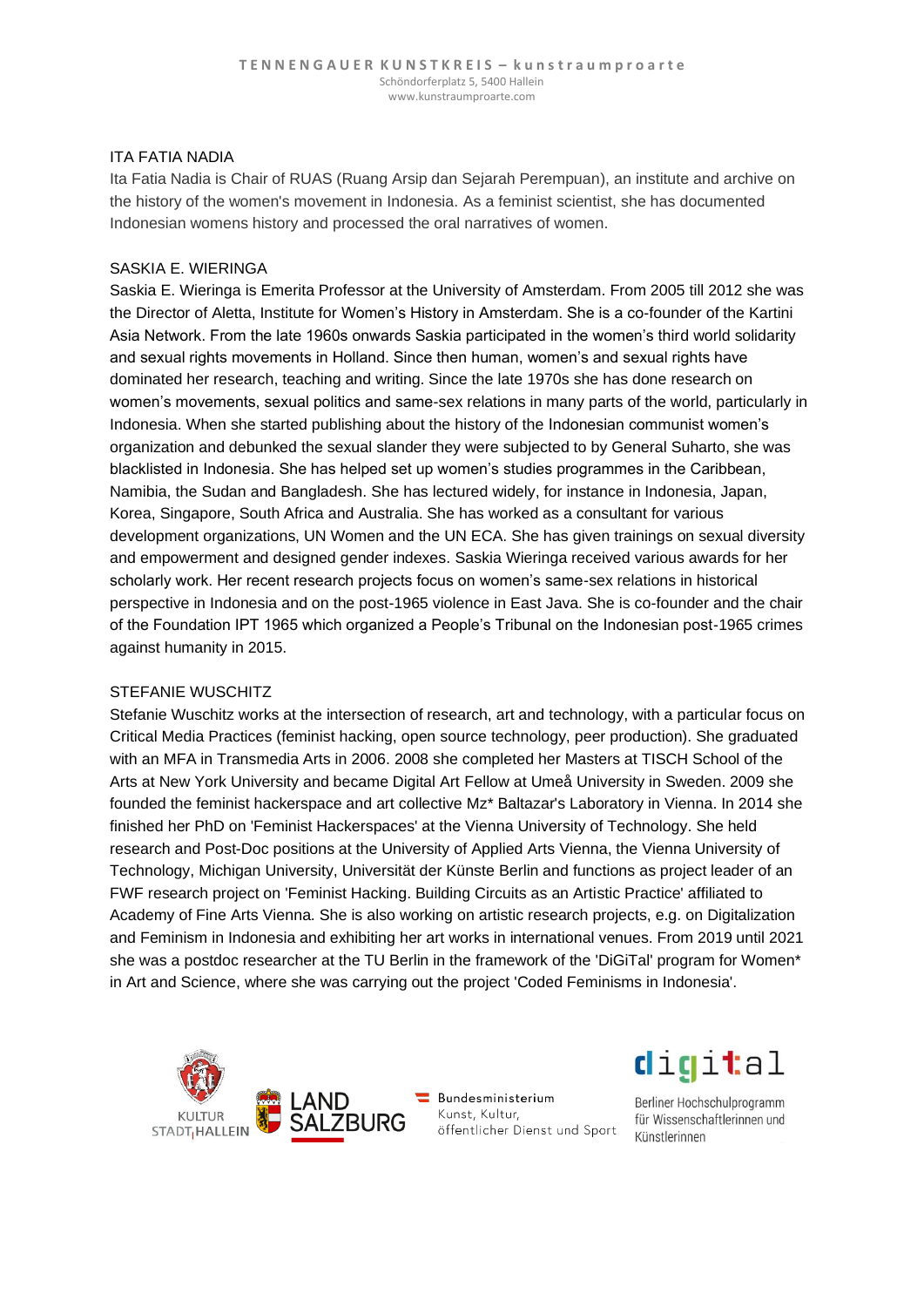## ITA FATIA NADIA

Ita Fatia Nadia is Chair of RUAS (Ruang Arsip dan Sejarah Perempuan), an institute and archive on the history of the women's movement in Indonesia. As a feminist scientist, she has documented Indonesian womens history and processed the oral narratives of women.

## SASKIA E. WIERINGA

Saskia E. Wieringa is Emerita Professor at the University of Amsterdam. From 2005 till 2012 she was the Director of Aletta, Institute for Women's History in Amsterdam. She is a co-founder of the Kartini Asia Network. From the late 1960s onwards Saskia participated in the women's third world solidarity and sexual rights movements in Holland. Since then human, women's and sexual rights have dominated her research, teaching and writing. Since the late 1970s she has done research on women's movements, sexual politics and same-sex relations in many parts of the world, particularly in Indonesia. When she started publishing about the history of the Indonesian communist women's organization and debunked the sexual slander they were subjected to by General Suharto, she was blacklisted in Indonesia. She has helped set up women's studies programmes in the Caribbean, Namibia, the Sudan and Bangladesh. She has lectured widely, for instance in Indonesia, Japan, Korea, Singapore, South Africa and Australia. She has worked as a consultant for various development organizations, UN Women and the UN ECA. She has given trainings on sexual diversity and empowerment and designed gender indexes. Saskia Wieringa received various awards for her scholarly work. Her recent research projects focus on women's same-sex relations in historical perspective in Indonesia and on the post-1965 violence in East Java. She is co-founder and the chair of the Foundation IPT 1965 which organized a People's Tribunal on the Indonesian post-1965 crimes against humanity in 2015.

## STEFANIE WUSCHITZ

Stefanie Wuschitz works at the intersection of research, art and technology, with a particular focus on Critical Media Practices (feminist hacking, open source technology, peer production). She graduated with an MFA in Transmedia Arts in 2006. 2008 she completed her Masters at TISCH School of the Arts at New York University and became Digital Art Fellow at Umeå University in Sweden. 2009 she founded the feminist hackerspace and art collective Mz* Baltazar's Laboratory in Vienna. In 2014 she finished her PhD on 'Feminist Hackerspaces' at the Vienna University of Technology. She held research and Post-Doc positions at the University of Applied Arts Vienna, the Vienna University of Technology, Michigan University, Universität der Künste Berlin and functions as project leader of an FWF research project on 'Feminist Hacking. Building Circuits as an Artistic Practice' affiliated to Academy of Fine Arts Vienna. She is also working on artistic research projects, e.g. on Digitalization and Feminism in Indonesia and exhibiting her art works in international venues. From 2019 until 2021 she was a postdoc researcher at the TU Berlin in the framework of the 'DiGiTal' program for Women* in Art and Science, where she was carrying out the project 'Coded Feminisms in Indonesia'.

KULTUR STADT HALLEIN

LAND SALZBURG

Bundesministerium Kunst, Kultur, öffentlicher Dienst und Sport

digital
Berliner Hochschulprogramm für Wissenschaftlerinnen und Künstlerinnen